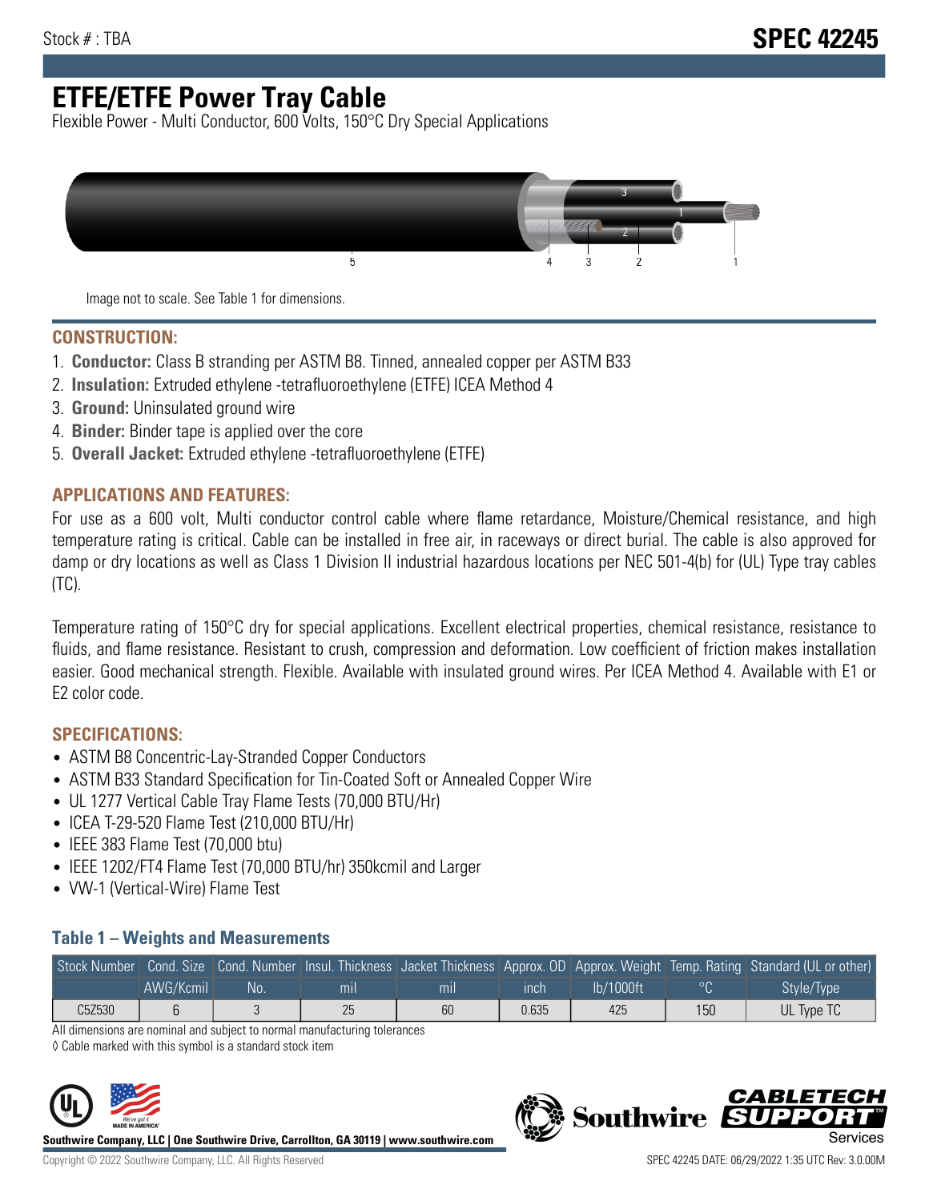Stock # : TBA

# SPEC 42245

# ETFE/ETFE Power Tray Cable

Flexible Power - Multi Conductor, 600 Volts, 150°C Dry Special Applications

Image not to scale. See Table 1 for dimensions.

## CONSTRUCTION:

1. **Conductor:** Class B stranding per ASTM B8. Tinned, annealed copper per ASTM B33
2. **Insulation:** Extruded ethylene -tetrafluoroethylene (ETFE) ICEA Method 4
3. **Ground:** Uninsulated ground wire
4. **Binder:** Binder tape is applied over the core
5. **Overall Jacket:** Extruded ethylene -tetrafluoroethylene (ETFE)

## APPLICATIONS AND FEATURES:

For use as a 600 volt, Multi conductor control cable where flame retardance, Moisture/Chemical resistance, and high temperature rating is critical. Cable can be installed in free air, in raceways or direct burial. The cable is also approved for damp or dry locations as well as Class 1 Division II industrial hazardous locations per NEC 501-4(b) for (UL) Type tray cables (TC).

Temperature rating of 150°C dry for special applications. Excellent electrical properties, chemical resistance, resistance to fluids, and flame resistance. Resistant to crush, compression and deformation. Low coefficient of friction makes installation easier. Good mechanical strength. Flexible. Available with insulated ground wires. Per ICEA Method 4. Available with E1 or E2 color code.

## SPECIFICATIONS:

- ASTM B8 Concentric-Lay-Stranded Copper Conductors
- ASTM B33 Standard Specification for Tin-Coated Soft or Annealed Copper Wire
- UL 1277 Vertical Cable Tray Flame Tests (70,000 BTU/Hr)
- ICEA T-29-520 Flame Test (210,000 BTU/Hr)
- IEEE 383 Flame Test (70,000 btu)
- IEEE 1202/FT4 Flame Test (70,000 BTU/hr) 350kcmil and Larger
- VW-1 (Vertical-Wire) Flame Test

### Table 1 – Weights and Measurements

| Stock Number | Cond. Size | Cond. Number | Insul. Thickness | Jacket Thickness | Approx. OD | Approx. Weight | Temp. Rating | Standard (UL or other) |
|---|---|---|---|---|---|---|---|---|
| | AWG/Kcmil | No. | mil | mil | inch | lb/1000ft | °C | Style/Type |
| C5Z530 | 6 | 3 | 25 | 60 | 0.635 | 425 | 150 | UL Type TC |

All dimensions are nominal and subject to normal manufacturing tolerances

◊ Cable marked with this symbol is a standard stock item

**Southwire Company, LLC | One Southwire Drive, Carrollton, GA 30119 | www.southwire.com**

Copyright © 2022 Southwire Company, LLC. All Rights Reserved

SPEC 42245 DATE: 06/29/2022 1:35 UTC Rev: 3.0.00M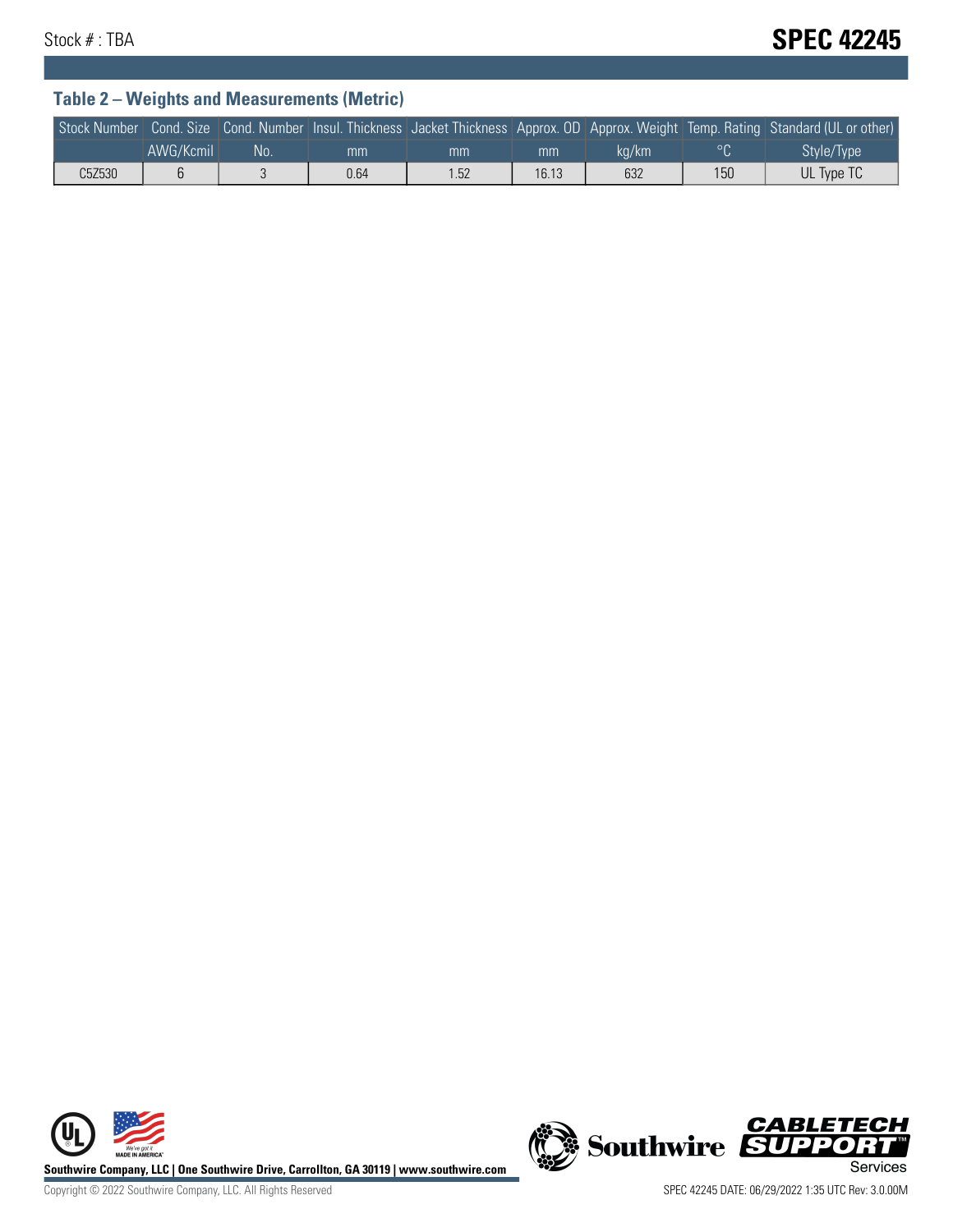### Table 2 – Weights and Measurements (Metric)

| Stock Number | Cond. Size | Cond. Number | Insul. Thickness | Jacket Thickness | Approx. OD | Approx. Weight | Temp. Rating | Standard (UL or other) |
|---|---|---|---|---|---|---|---|---|
| | AWG/Kcmil | No. | mm | mm | mm | kg/km | °C | Style/Type |
| C5Z530 | 6 | 3 | 0.64 | 1.52 | 16.13 | 632 | 150 | UL Type TC |

Southwire Company, LLC | One Southwire Drive, Carrollton, GA 30119 | www.southwire.com

Copyright © 2022 Southwire Company, LLC. All Rights Reserved

SPEC 42245 DATE: 06/29/2022 1:35 UTC Rev: 3.0.00M